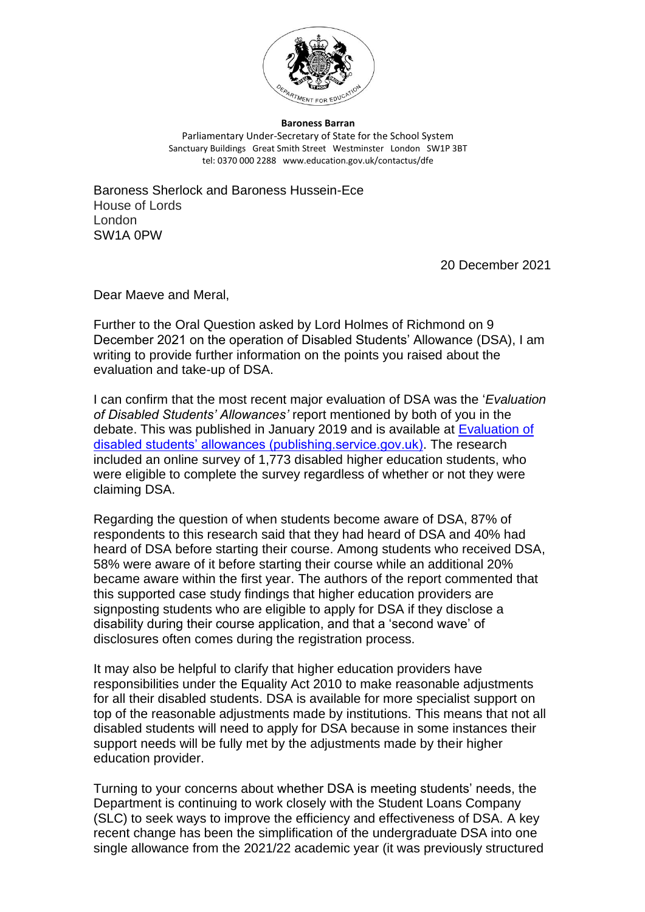**Baroness Barran**
Parliamentary Under-Secretary of State for the School System
Sanctuary Buildings Great Smith Street Westminster London SW1P 3BT
tel: 0370 000 2288 www.education.gov.uk/contactus/dfe

Baroness Sherlock and Baroness Hussein-Ece
House of Lords
London
SW1A 0PW

20 December 2021

Dear Maeve and Meral,

Further to the Oral Question asked by Lord Holmes of Richmond on 9 December 2021 on the operation of Disabled Students' Allowance (DSA), I am writing to provide further information on the points you raised about the evaluation and take-up of DSA.

I can confirm that the most recent major evaluation of DSA was the '*Evaluation of Disabled Students' Allowances'* report mentioned by both of you in the debate. This was published in January 2019 and is available at [Evaluation of disabled students' allowances (publishing.service.gov.uk)](). The research included an online survey of 1,773 disabled higher education students, who were eligible to complete the survey regardless of whether or not they were claiming DSA.

Regarding the question of when students become aware of DSA, 87% of respondents to this research said that they had heard of DSA and 40% had heard of DSA before starting their course. Among students who received DSA, 58% were aware of it before starting their course while an additional 20% became aware within the first year. The authors of the report commented that this supported case study findings that higher education providers are signposting students who are eligible to apply for DSA if they disclose a disability during their course application, and that a 'second wave' of disclosures often comes during the registration process.

It may also be helpful to clarify that higher education providers have responsibilities under the Equality Act 2010 to make reasonable adjustments for all their disabled students. DSA is available for more specialist support on top of the reasonable adjustments made by institutions. This means that not all disabled students will need to apply for DSA because in some instances their support needs will be fully met by the adjustments made by their higher education provider.

Turning to your concerns about whether DSA is meeting students' needs, the Department is continuing to work closely with the Student Loans Company (SLC) to seek ways to improve the efficiency and effectiveness of DSA. A key recent change has been the simplification of the undergraduate DSA into one single allowance from the 2021/22 academic year (it was previously structured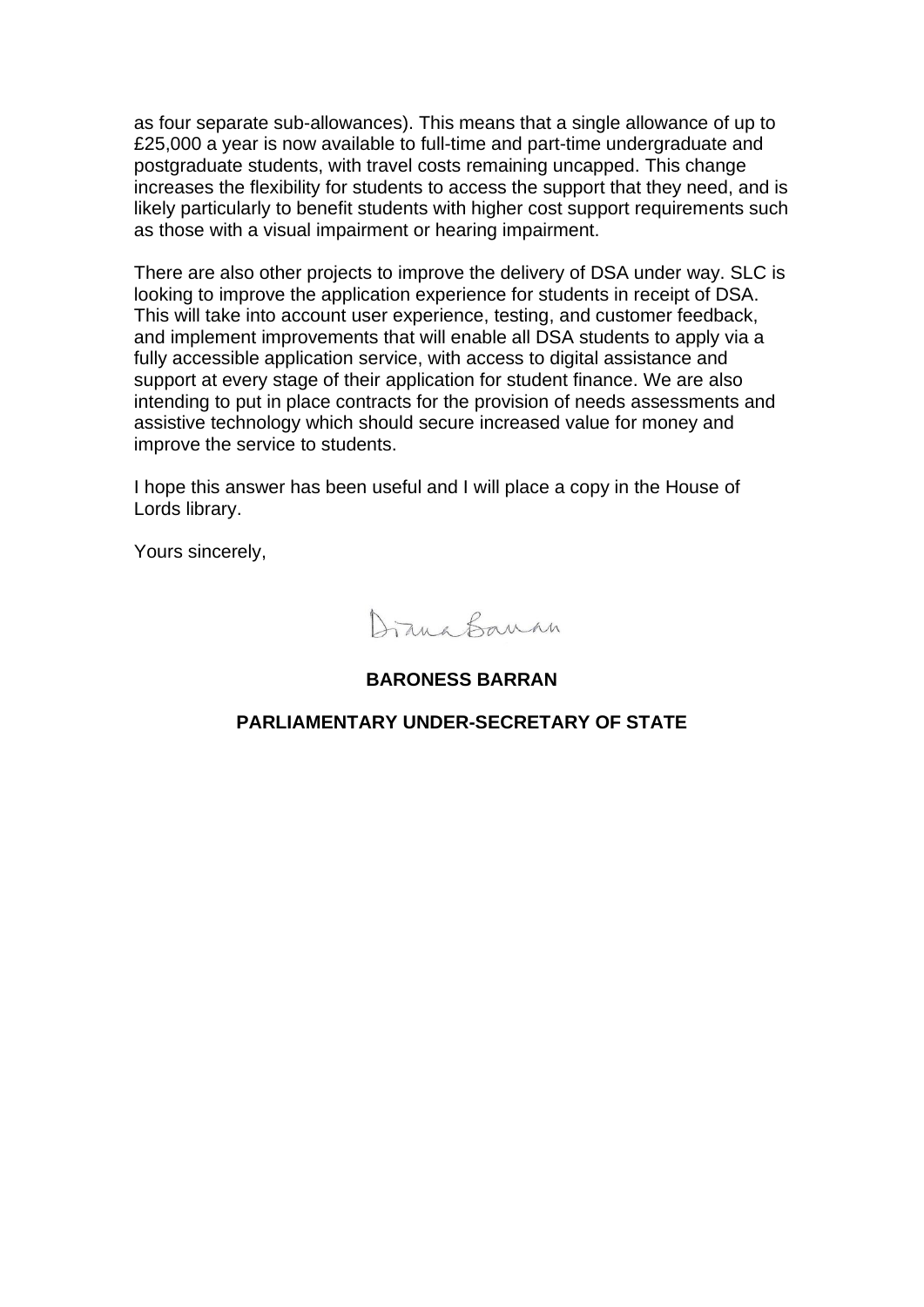as four separate sub-allowances). This means that a single allowance of up to £25,000 a year is now available to full-time and part-time undergraduate and postgraduate students, with travel costs remaining uncapped. This change increases the flexibility for students to access the support that they need, and is likely particularly to benefit students with higher cost support requirements such as those with a visual impairment or hearing impairment.

There are also other projects to improve the delivery of DSA under way. SLC is looking to improve the application experience for students in receipt of DSA. This will take into account user experience, testing, and customer feedback, and implement improvements that will enable all DSA students to apply via a fully accessible application service, with access to digital assistance and support at every stage of their application for student finance. We are also intending to put in place contracts for the provision of needs assessments and assistive technology which should secure increased value for money and improve the service to students.

I hope this answer has been useful and I will place a copy in the House of Lords library.

Yours sincerely,

Diana Barran

**BARONESS BARRAN**

**PARLIAMENTARY UNDER-SECRETARY OF STATE**